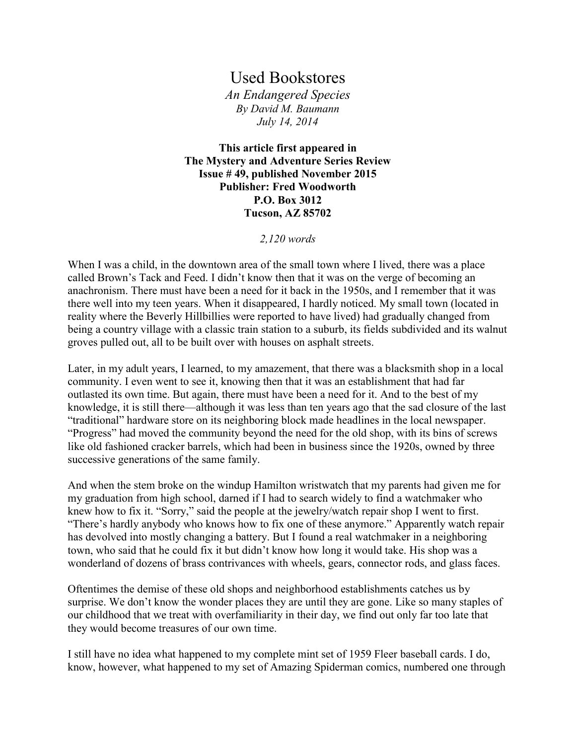# Used Bookstores

*An Endangered Species*

*By David M. Baumann*

*July 14, 2014*

**This article first appeared in**
**The Mystery and Adventure Series Review**
**Issue # 49, published November 2015**
**Publisher: Fred Woodworth**
**P.O. Box 3012**
**Tucson, AZ 85702**

*2,120 words*

When I was a child, in the downtown area of the small town where I lived, there was a place called Brown's Tack and Feed. I didn't know then that it was on the verge of becoming an anachronism. There must have been a need for it back in the 1950s, and I remember that it was there well into my teen years. When it disappeared, I hardly noticed. My small town (located in reality where the Beverly Hillbillies were reported to have lived) had gradually changed from being a country village with a classic train station to a suburb, its fields subdivided and its walnut groves pulled out, all to be built over with houses on asphalt streets.

Later, in my adult years, I learned, to my amazement, that there was a blacksmith shop in a local community. I even went to see it, knowing then that it was an establishment that had far outlasted its own time. But again, there must have been a need for it. And to the best of my knowledge, it is still there—although it was less than ten years ago that the sad closure of the last "traditional" hardware store on its neighboring block made headlines in the local newspaper. "Progress" had moved the community beyond the need for the old shop, with its bins of screws like old fashioned cracker barrels, which had been in business since the 1920s, owned by three successive generations of the same family.

And when the stem broke on the windup Hamilton wristwatch that my parents had given me for my graduation from high school, darned if I had to search widely to find a watchmaker who knew how to fix it. "Sorry," said the people at the jewelry/watch repair shop I went to first. "There's hardly anybody who knows how to fix one of these anymore." Apparently watch repair has devolved into mostly changing a battery. But I found a real watchmaker in a neighboring town, who said that he could fix it but didn't know how long it would take. His shop was a wonderland of dozens of brass contrivances with wheels, gears, connector rods, and glass faces.

Oftentimes the demise of these old shops and neighborhood establishments catches us by surprise. We don't know the wonder places they are until they are gone. Like so many staples of our childhood that we treat with overfamiliarity in their day, we find out only far too late that they would become treasures of our own time.

I still have no idea what happened to my complete mint set of 1959 Fleer baseball cards. I do, know, however, what happened to my set of Amazing Spiderman comics, numbered one through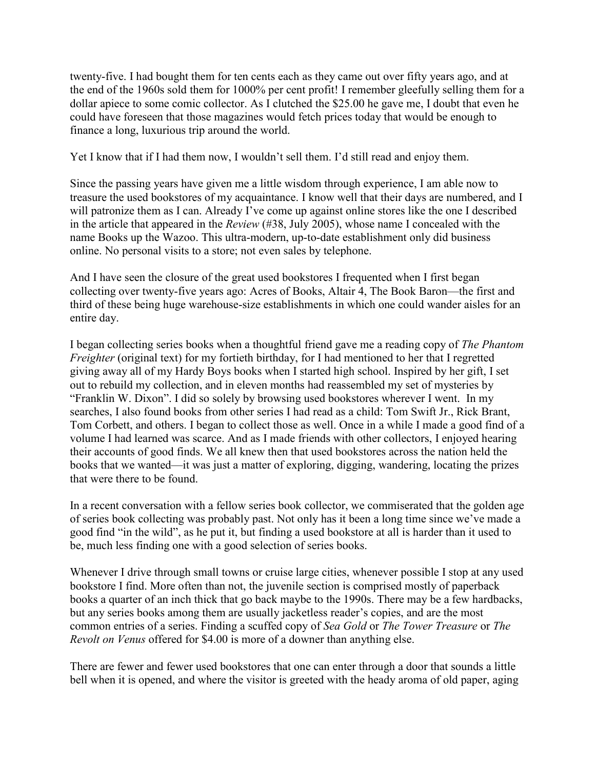twenty-five. I had bought them for ten cents each as they came out over fifty years ago, and at the end of the 1960s sold them for 1000% per cent profit! I remember gleefully selling them for a dollar apiece to some comic collector. As I clutched the $25.00 he gave me, I doubt that even he could have foreseen that those magazines would fetch prices today that would be enough to finance a long, luxurious trip around the world.

Yet I know that if I had them now, I wouldn't sell them. I'd still read and enjoy them.

Since the passing years have given me a little wisdom through experience, I am able now to treasure the used bookstores of my acquaintance. I know well that their days are numbered, and I will patronize them as I can. Already I've come up against online stores like the one I described in the article that appeared in the *Review* (#38, July 2005), whose name I concealed with the name Books up the Wazoo. This ultra-modern, up-to-date establishment only did business online. No personal visits to a store; not even sales by telephone.

And I have seen the closure of the great used bookstores I frequented when I first began collecting over twenty-five years ago: Acres of Books, Altair 4, The Book Baron—the first and third of these being huge warehouse-size establishments in which one could wander aisles for an entire day.

I began collecting series books when a thoughtful friend gave me a reading copy of *The Phantom Freighter* (original text) for my fortieth birthday, for I had mentioned to her that I regretted giving away all of my Hardy Boys books when I started high school. Inspired by her gift, I set out to rebuild my collection, and in eleven months had reassembled my set of mysteries by "Franklin W. Dixon". I did so solely by browsing used bookstores wherever I went. In my searches, I also found books from other series I had read as a child: Tom Swift Jr., Rick Brant, Tom Corbett, and others. I began to collect those as well. Once in a while I made a good find of a volume I had learned was scarce. And as I made friends with other collectors, I enjoyed hearing their accounts of good finds. We all knew then that used bookstores across the nation held the books that we wanted—it was just a matter of exploring, digging, wandering, locating the prizes that were there to be found.

In a recent conversation with a fellow series book collector, we commiserated that the golden age of series book collecting was probably past. Not only has it been a long time since we've made a good find "in the wild", as he put it, but finding a used bookstore at all is harder than it used to be, much less finding one with a good selection of series books.

Whenever I drive through small towns or cruise large cities, whenever possible I stop at any used bookstore I find. More often than not, the juvenile section is comprised mostly of paperback books a quarter of an inch thick that go back maybe to the 1990s. There may be a few hardbacks, but any series books among them are usually jacketless reader's copies, and are the most common entries of a series. Finding a scuffed copy of *Sea Gold* or *The Tower Treasure* or *The Revolt on Venus* offered for $4.00 is more of a downer than anything else.

There are fewer and fewer used bookstores that one can enter through a door that sounds a little bell when it is opened, and where the visitor is greeted with the heady aroma of old paper, aging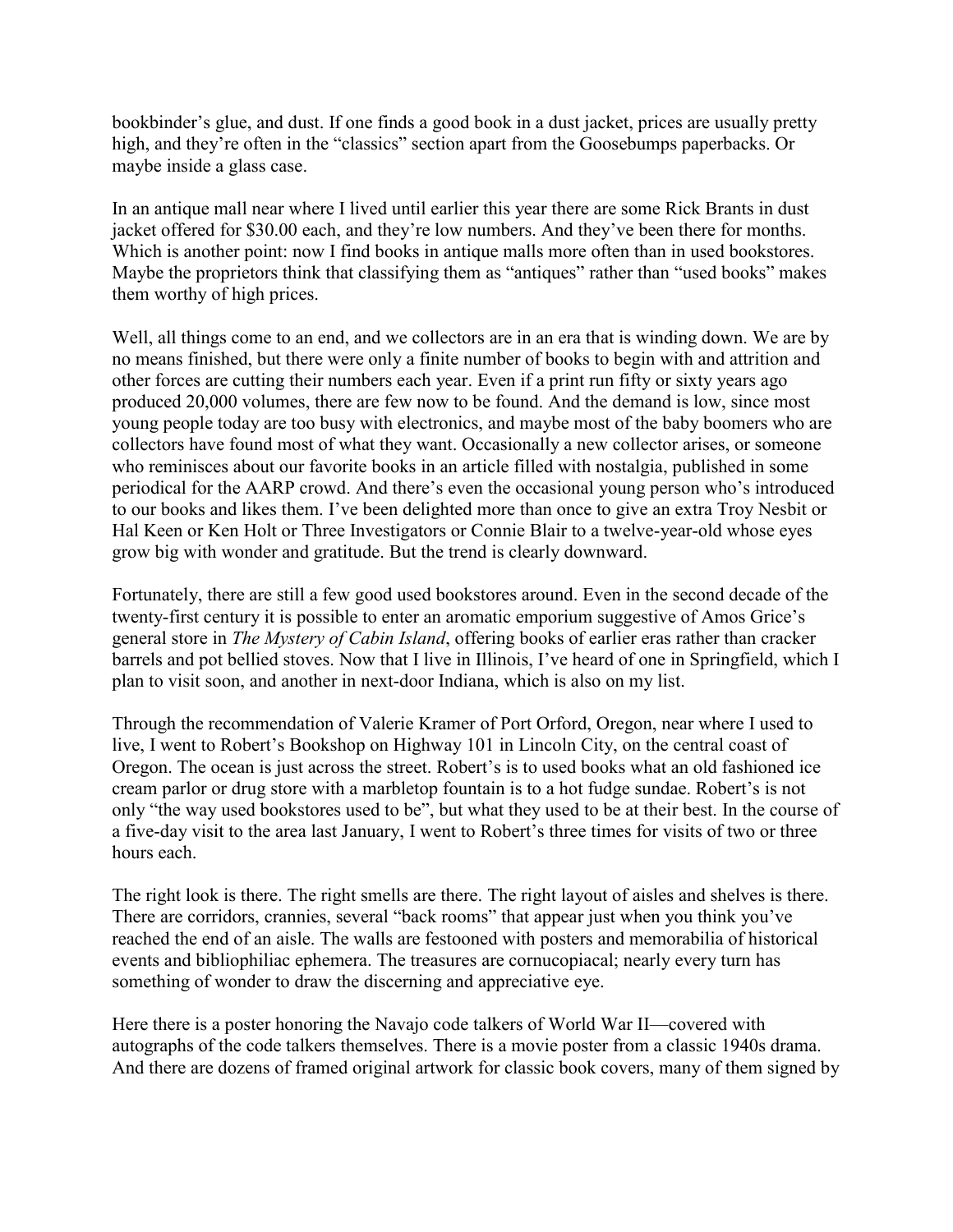bookbinder's glue, and dust. If one finds a good book in a dust jacket, prices are usually pretty high, and they're often in the "classics" section apart from the Goosebumps paperbacks. Or maybe inside a glass case.

In an antique mall near where I lived until earlier this year there are some Rick Brants in dust jacket offered for $30.00 each, and they're low numbers. And they've been there for months. Which is another point: now I find books in antique malls more often than in used bookstores. Maybe the proprietors think that classifying them as "antiques" rather than "used books" makes them worthy of high prices.

Well, all things come to an end, and we collectors are in an era that is winding down. We are by no means finished, but there were only a finite number of books to begin with and attrition and other forces are cutting their numbers each year. Even if a print run fifty or sixty years ago produced 20,000 volumes, there are few now to be found. And the demand is low, since most young people today are too busy with electronics, and maybe most of the baby boomers who are collectors have found most of what they want. Occasionally a new collector arises, or someone who reminisces about our favorite books in an article filled with nostalgia, published in some periodical for the AARP crowd. And there's even the occasional young person who's introduced to our books and likes them. I've been delighted more than once to give an extra Troy Nesbit or Hal Keen or Ken Holt or Three Investigators or Connie Blair to a twelve-year-old whose eyes grow big with wonder and gratitude. But the trend is clearly downward.

Fortunately, there are still a few good used bookstores around. Even in the second decade of the twenty-first century it is possible to enter an aromatic emporium suggestive of Amos Grice's general store in *The Mystery of Cabin Island*, offering books of earlier eras rather than cracker barrels and pot bellied stoves. Now that I live in Illinois, I've heard of one in Springfield, which I plan to visit soon, and another in next-door Indiana, which is also on my list.

Through the recommendation of Valerie Kramer of Port Orford, Oregon, near where I used to live, I went to Robert's Bookshop on Highway 101 in Lincoln City, on the central coast of Oregon. The ocean is just across the street. Robert's is to used books what an old fashioned ice cream parlor or drug store with a marbletop fountain is to a hot fudge sundae. Robert's is not only "the way used bookstores used to be", but what they used to be at their best. In the course of a five-day visit to the area last January, I went to Robert's three times for visits of two or three hours each.

The right look is there. The right smells are there. The right layout of aisles and shelves is there. There are corridors, crannies, several "back rooms" that appear just when you think you've reached the end of an aisle. The walls are festooned with posters and memorabilia of historical events and bibliophiliac ephemera. The treasures are cornucopiacal; nearly every turn has something of wonder to draw the discerning and appreciative eye.

Here there is a poster honoring the Navajo code talkers of World War II—covered with autographs of the code talkers themselves. There is a movie poster from a classic 1940s drama. And there are dozens of framed original artwork for classic book covers, many of them signed by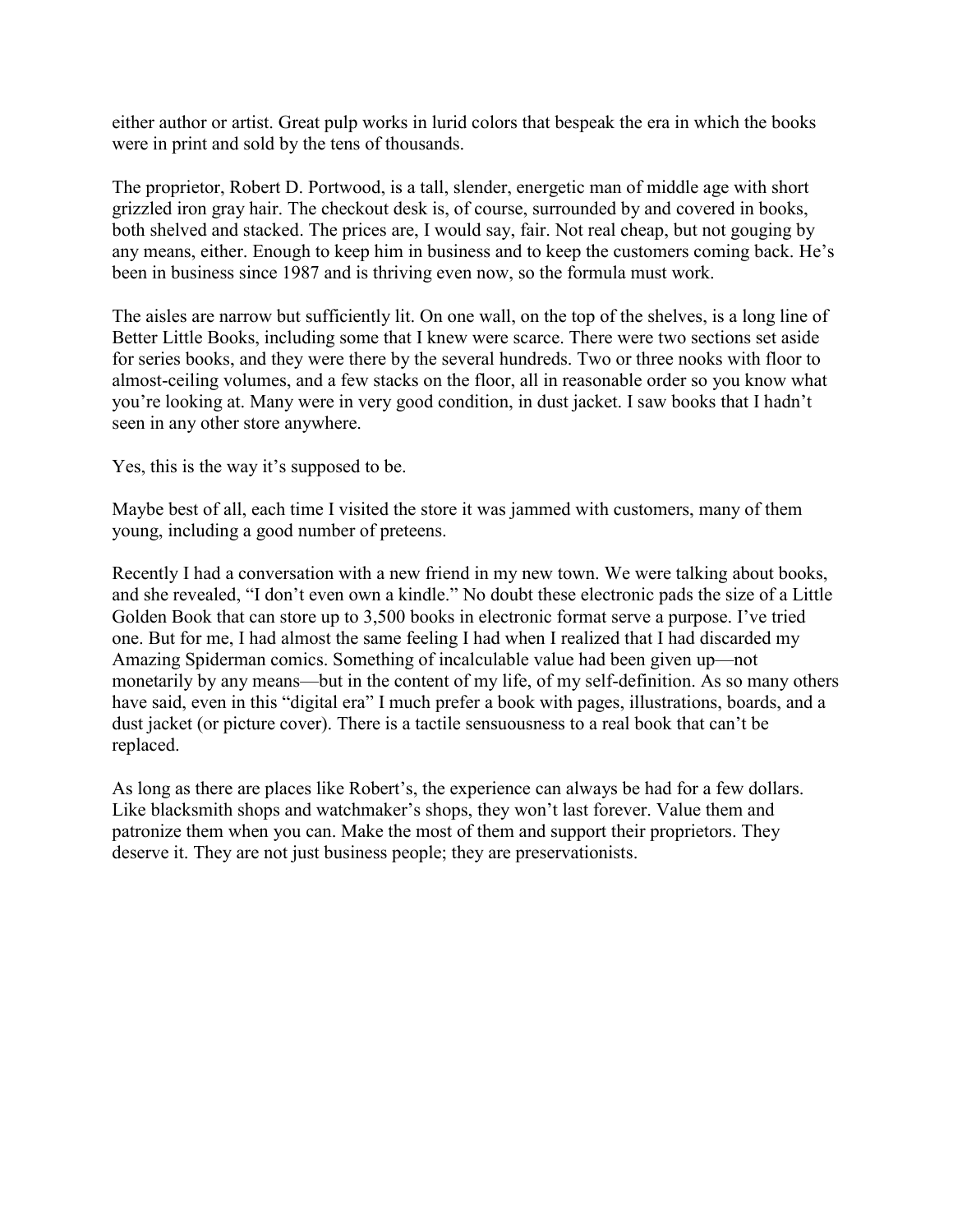either author or artist. Great pulp works in lurid colors that bespeak the era in which the books were in print and sold by the tens of thousands.

The proprietor, Robert D. Portwood, is a tall, slender, energetic man of middle age with short grizzled iron gray hair. The checkout desk is, of course, surrounded by and covered in books, both shelved and stacked. The prices are, I would say, fair. Not real cheap, but not gouging by any means, either. Enough to keep him in business and to keep the customers coming back. He's been in business since 1987 and is thriving even now, so the formula must work.

The aisles are narrow but sufficiently lit. On one wall, on the top of the shelves, is a long line of Better Little Books, including some that I knew were scarce. There were two sections set aside for series books, and they were there by the several hundreds. Two or three nooks with floor to almost-ceiling volumes, and a few stacks on the floor, all in reasonable order so you know what you're looking at. Many were in very good condition, in dust jacket. I saw books that I hadn't seen in any other store anywhere.

Yes, this is the way it's supposed to be.

Maybe best of all, each time I visited the store it was jammed with customers, many of them young, including a good number of preteens.

Recently I had a conversation with a new friend in my new town. We were talking about books, and she revealed, "I don't even own a kindle." No doubt these electronic pads the size of a Little Golden Book that can store up to 3,500 books in electronic format serve a purpose. I've tried one. But for me, I had almost the same feeling I had when I realized that I had discarded my Amazing Spiderman comics. Something of incalculable value had been given up—not monetarily by any means—but in the content of my life, of my self-definition. As so many others have said, even in this "digital era" I much prefer a book with pages, illustrations, boards, and a dust jacket (or picture cover). There is a tactile sensuousness to a real book that can't be replaced.

As long as there are places like Robert's, the experience can always be had for a few dollars. Like blacksmith shops and watchmaker's shops, they won't last forever. Value them and patronize them when you can. Make the most of them and support their proprietors. They deserve it. They are not just business people; they are preservationists.